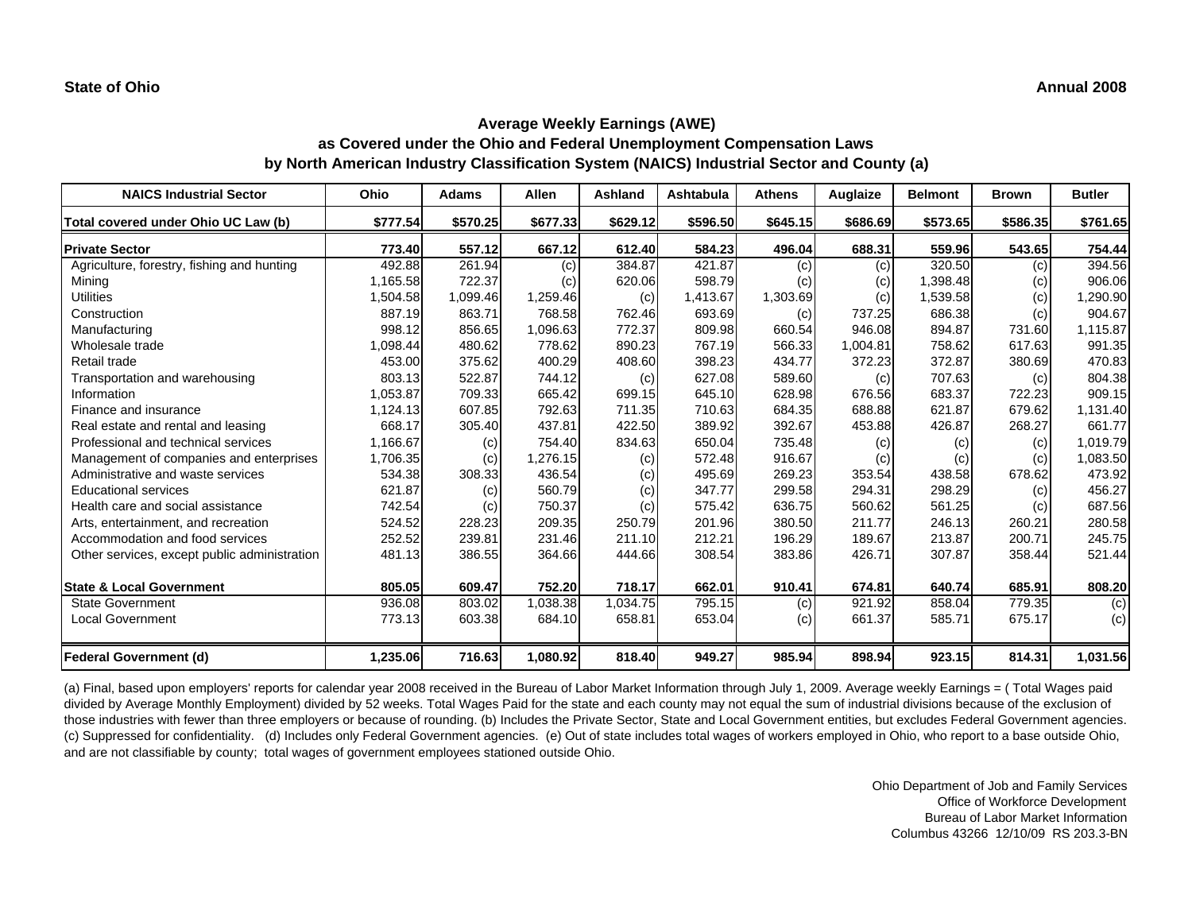**State of Ohio** **Annual 2008**

## Average Weekly Earnings (AWE)
## as Covered under the Ohio and Federal Unemployment Compensation Laws
## by North American Industry Classification System (NAICS) Industrial Sector and County (a)

| NAICS Industrial Sector | Ohio | Adams | Allen | Ashland | Ashtabula | Athens | Auglaize | Belmont | Brown | Butler |
|---|---|---|---|---|---|---|---|---|---|---|
| **Total covered under Ohio UC Law (b)** | **$777.54** | **$570.25** | **$677.33** | **$629.12** | **$596.50** | **$645.15** | **$686.69** | **$573.65** | **$586.35** | **$761.65** |
| **Private Sector** | **773.40** | **557.12** | **667.12** | **612.40** | **584.23** | **496.04** | **688.31** | **559.96** | **543.65** | **754.44** |
| Agriculture, forestry, fishing and hunting | 492.88 | 261.94 | (c) | 384.87 | 421.87 | (c) | (c) | 320.50 | (c) | 394.56 |
| Mining | 1,165.58 | 722.37 | (c) | 620.06 | 598.79 | (c) | (c) | 1,398.48 | (c) | 906.06 |
| Utilities | 1,504.58 | 1,099.46 | 1,259.46 | (c) | 1,413.67 | 1,303.69 | (c) | 1,539.58 | (c) | 1,290.90 |
| Construction | 887.19 | 863.71 | 768.58 | 762.46 | 693.69 | (c) | 737.25 | 686.38 | (c) | 904.67 |
| Manufacturing | 998.12 | 856.65 | 1,096.63 | 772.37 | 809.98 | 660.54 | 946.08 | 894.87 | 731.60 | 1,115.87 |
| Wholesale trade | 1,098.44 | 480.62 | 778.62 | 890.23 | 767.19 | 566.33 | 1,004.81 | 758.62 | 617.63 | 991.35 |
| Retail trade | 453.00 | 375.62 | 400.29 | 408.60 | 398.23 | 434.77 | 372.23 | 372.87 | 380.69 | 470.83 |
| Transportation and warehousing | 803.13 | 522.87 | 744.12 | (c) | 627.08 | 589.60 | (c) | 707.63 | (c) | 804.38 |
| Information | 1,053.87 | 709.33 | 665.42 | 699.15 | 645.10 | 628.98 | 676.56 | 683.37 | 722.23 | 909.15 |
| Finance and insurance | 1,124.13 | 607.85 | 792.63 | 711.35 | 710.63 | 684.35 | 688.88 | 621.87 | 679.62 | 1,131.40 |
| Real estate and rental and leasing | 668.17 | 305.40 | 437.81 | 422.50 | 389.92 | 392.67 | 453.88 | 426.87 | 268.27 | 661.77 |
| Professional and technical services | 1,166.67 | (c) | 754.40 | 834.63 | 650.04 | 735.48 | (c) | (c) | (c) | 1,019.79 |
| Management of companies and enterprises | 1,706.35 | (c) | 1,276.15 | (c) | 572.48 | 916.67 | (c) | (c) | (c) | 1,083.50 |
| Administrative and waste services | 534.38 | 308.33 | 436.54 | (c) | 495.69 | 269.23 | 353.54 | 438.58 | 678.62 | 473.92 |
| Educational services | 621.87 | (c) | 560.79 | (c) | 347.77 | 299.58 | 294.31 | 298.29 | (c) | 456.27 |
| Health care and social assistance | 742.54 | (c) | 750.37 | (c) | 575.42 | 636.75 | 560.62 | 561.25 | (c) | 687.56 |
| Arts, entertainment, and recreation | 524.52 | 228.23 | 209.35 | 250.79 | 201.96 | 380.50 | 211.77 | 246.13 | 260.21 | 280.58 |
| Accommodation and food services | 252.52 | 239.81 | 231.46 | 211.10 | 212.21 | 196.29 | 189.67 | 213.87 | 200.71 | 245.75 |
| Other services, except public administration | 481.13 | 386.55 | 364.66 | 444.66 | 308.54 | 383.86 | 426.71 | 307.87 | 358.44 | 521.44 |
| **State & Local Government** | **805.05** | **609.47** | **752.20** | **718.17** | **662.01** | **910.41** | **674.81** | **640.74** | **685.91** | **808.20** |
| State Government | 936.08 | 803.02 | 1,038.38 | 1,034.75 | 795.15 | (c) | 921.92 | 858.04 | 779.35 | (c) |
| Local Government | 773.13 | 603.38 | 684.10 | 658.81 | 653.04 | (c) | 661.37 | 585.71 | 675.17 | (c) |
| **Federal Government (d)** | **1,235.06** | **716.63** | **1,080.92** | **818.40** | **949.27** | **985.94** | **898.94** | **923.15** | **814.31** | **1,031.56** |

(a) Final, based upon employers' reports for calendar year 2008 received in the Bureau of Labor Market Information through July 1, 2009. Average weekly Earnings = ( Total Wages paid divided by Average Monthly Employment) divided by 52 weeks. Total Wages Paid for the state and each county may not equal the sum of industrial divisions because of the exclusion of those industries with fewer than three employers or because of rounding. (b) Includes the Private Sector, State and Local Government entities, but excludes Federal Government agencies. (c) Suppressed for confidentiality. (d) Includes only Federal Government agencies. (e) Out of state includes total wages of workers employed in Ohio, who report to a base outside Ohio, and are not classifiable by county; total wages of government employees stationed outside Ohio.

Ohio Department of Job and Family Services
Office of Workforce Development
Bureau of Labor Market Information
Columbus 43266 12/10/09 RS 203.3-BN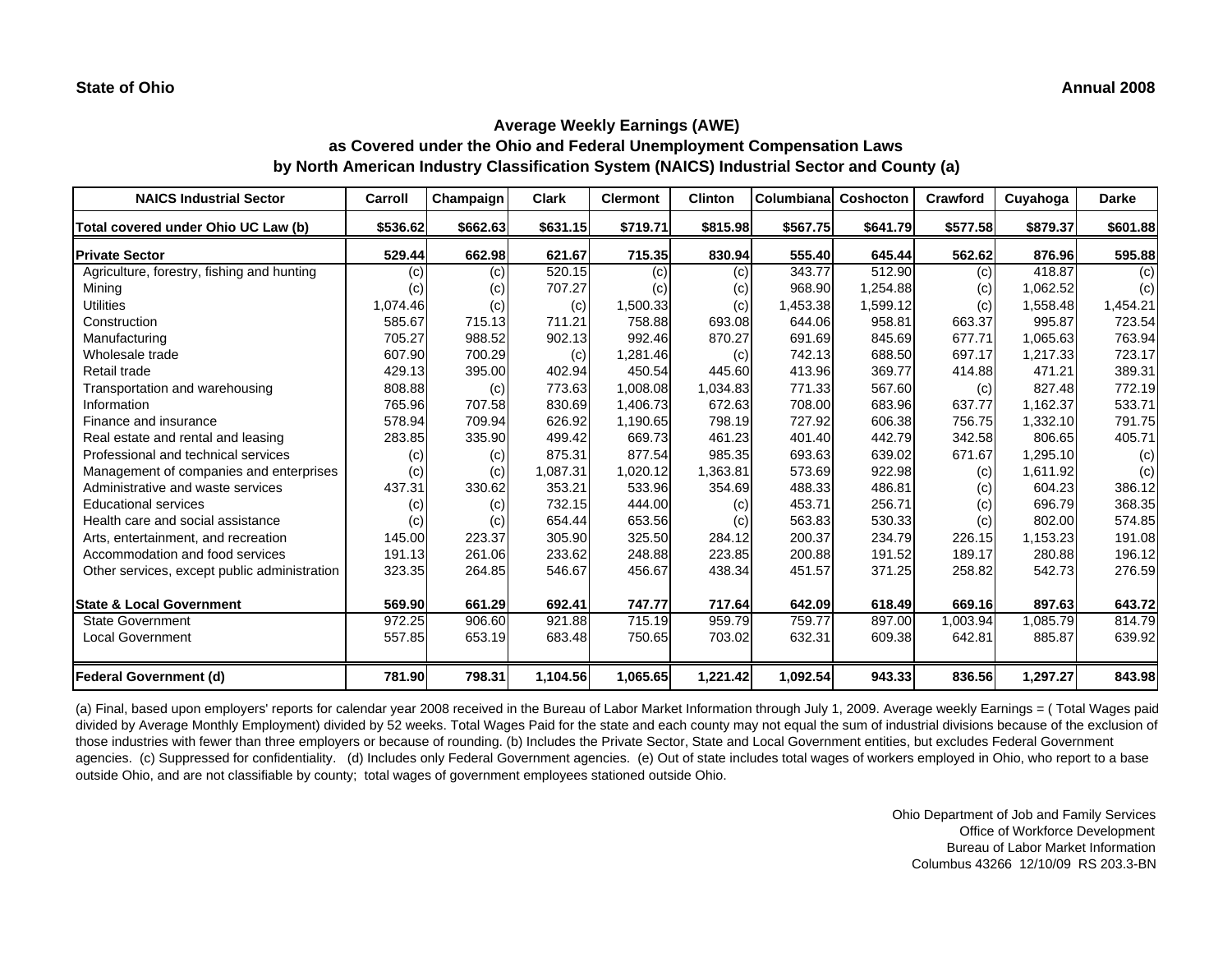**State of Ohio** **Annual 2008**

## Average Weekly Earnings (AWE)
## as Covered under the Ohio and Federal Unemployment Compensation Laws
## by North American Industry Classification System (NAICS) Industrial Sector and County (a)

| NAICS Industrial Sector | Carroll | Champaign | Clark | Clermont | Clinton | Columbiana | Coshocton | Crawford | Cuyahoga | Darke |
|---|---|---|---|---|---|---|---|---|---|---|
| **Total covered under Ohio UC Law (b)** | **$536.62** | **$662.63** | **$631.15** | **$719.71** | **$815.98** | **$567.75** | **$641.79** | **$577.58** | **$879.37** | **$601.88** |
| **Private Sector** | **529.44** | **662.98** | **621.67** | **715.35** | **830.94** | **555.40** | **645.44** | **562.62** | **876.96** | **595.88** |
| Agriculture, forestry, fishing and hunting | (c) | (c) | 520.15 | (c) | (c) | 343.77 | 512.90 | (c) | 418.87 | (c) |
| Mining | (c) | (c) | 707.27 | (c) | (c) | 968.90 | 1,254.88 | (c) | 1,062.52 | (c) |
| Utilities | 1,074.46 | (c) | (c) | 1,500.33 | (c) | 1,453.38 | 1,599.12 | (c) | 1,558.48 | 1,454.21 |
| Construction | 585.67 | 715.13 | 711.21 | 758.88 | 693.08 | 644.06 | 958.81 | 663.37 | 995.87 | 723.54 |
| Manufacturing | 705.27 | 988.52 | 902.13 | 992.46 | 870.27 | 691.69 | 845.69 | 677.71 | 1,065.63 | 763.94 |
| Wholesale trade | 607.90 | 700.29 | (c) | 1,281.46 | (c) | 742.13 | 688.50 | 697.17 | 1,217.33 | 723.17 |
| Retail trade | 429.13 | 395.00 | 402.94 | 450.54 | 445.60 | 413.96 | 369.77 | 414.88 | 471.21 | 389.31 |
| Transportation and warehousing | 808.88 | (c) | 773.63 | 1,008.08 | 1,034.83 | 771.33 | 567.60 | (c) | 827.48 | 772.19 |
| Information | 765.96 | 707.58 | 830.69 | 1,406.73 | 672.63 | 708.00 | 683.96 | 637.77 | 1,162.37 | 533.71 |
| Finance and insurance | 578.94 | 709.94 | 626.92 | 1,190.65 | 798.19 | 727.92 | 606.38 | 756.75 | 1,332.10 | 791.75 |
| Real estate and rental and leasing | 283.85 | 335.90 | 499.42 | 669.73 | 461.23 | 401.40 | 442.79 | 342.58 | 806.65 | 405.71 |
| Professional and technical services | (c) | (c) | 875.31 | 877.54 | 985.35 | 693.63 | 639.02 | 671.67 | 1,295.10 | (c) |
| Management of companies and enterprises | (c) | (c) | 1,087.31 | 1,020.12 | 1,363.81 | 573.69 | 922.98 | (c) | 1,611.92 | (c) |
| Administrative and waste services | 437.31 | 330.62 | 353.21 | 533.96 | 354.69 | 488.33 | 486.81 | (c) | 604.23 | 386.12 |
| Educational services | (c) | (c) | 732.15 | 444.00 | (c) | 453.71 | 256.71 | (c) | 696.79 | 368.35 |
| Health care and social assistance | (c) | (c) | 654.44 | 653.56 | (c) | 563.83 | 530.33 | (c) | 802.00 | 574.85 |
| Arts, entertainment, and recreation | 145.00 | 223.37 | 305.90 | 325.50 | 284.12 | 200.37 | 234.79 | 226.15 | 1,153.23 | 191.08 |
| Accommodation and food services | 191.13 | 261.06 | 233.62 | 248.88 | 223.85 | 200.88 | 191.52 | 189.17 | 280.88 | 196.12 |
| Other services, except public administration | 323.35 | 264.85 | 546.67 | 456.67 | 438.34 | 451.57 | 371.25 | 258.82 | 542.73 | 276.59 |
| **State & Local Government** | **569.90** | **661.29** | **692.41** | **747.77** | **717.64** | **642.09** | **618.49** | **669.16** | **897.63** | **643.72** |
| State Government | 972.25 | 906.60 | 921.88 | 715.19 | 959.79 | 759.77 | 897.00 | 1,003.94 | 1,085.79 | 814.79 |
| Local Government | 557.85 | 653.19 | 683.48 | 750.65 | 703.02 | 632.31 | 609.38 | 642.81 | 885.87 | 639.92 |
| **Federal Government (d)** | **781.90** | **798.31** | **1,104.56** | **1,065.65** | **1,221.42** | **1,092.54** | **943.33** | **836.56** | **1,297.27** | **843.98** |

(a) Final, based upon employers' reports for calendar year 2008 received in the Bureau of Labor Market Information through July 1, 2009. Average weekly Earnings = ( Total Wages paid divided by Average Monthly Employment) divided by 52 weeks. Total Wages Paid for the state and each county may not equal the sum of industrial divisions because of the exclusion of those industries with fewer than three employers or because of rounding. (b) Includes the Private Sector, State and Local Government entities, but excludes Federal Government agencies. (c) Suppressed for confidentiality. (d) Includes only Federal Government agencies. (e) Out of state includes total wages of workers employed in Ohio, who report to a base outside Ohio, and are not classifiable by county; total wages of government employees stationed outside Ohio.

Ohio Department of Job and Family Services
Office of Workforce Development
Bureau of Labor Market Information
Columbus 43266 12/10/09 RS 203.3-BN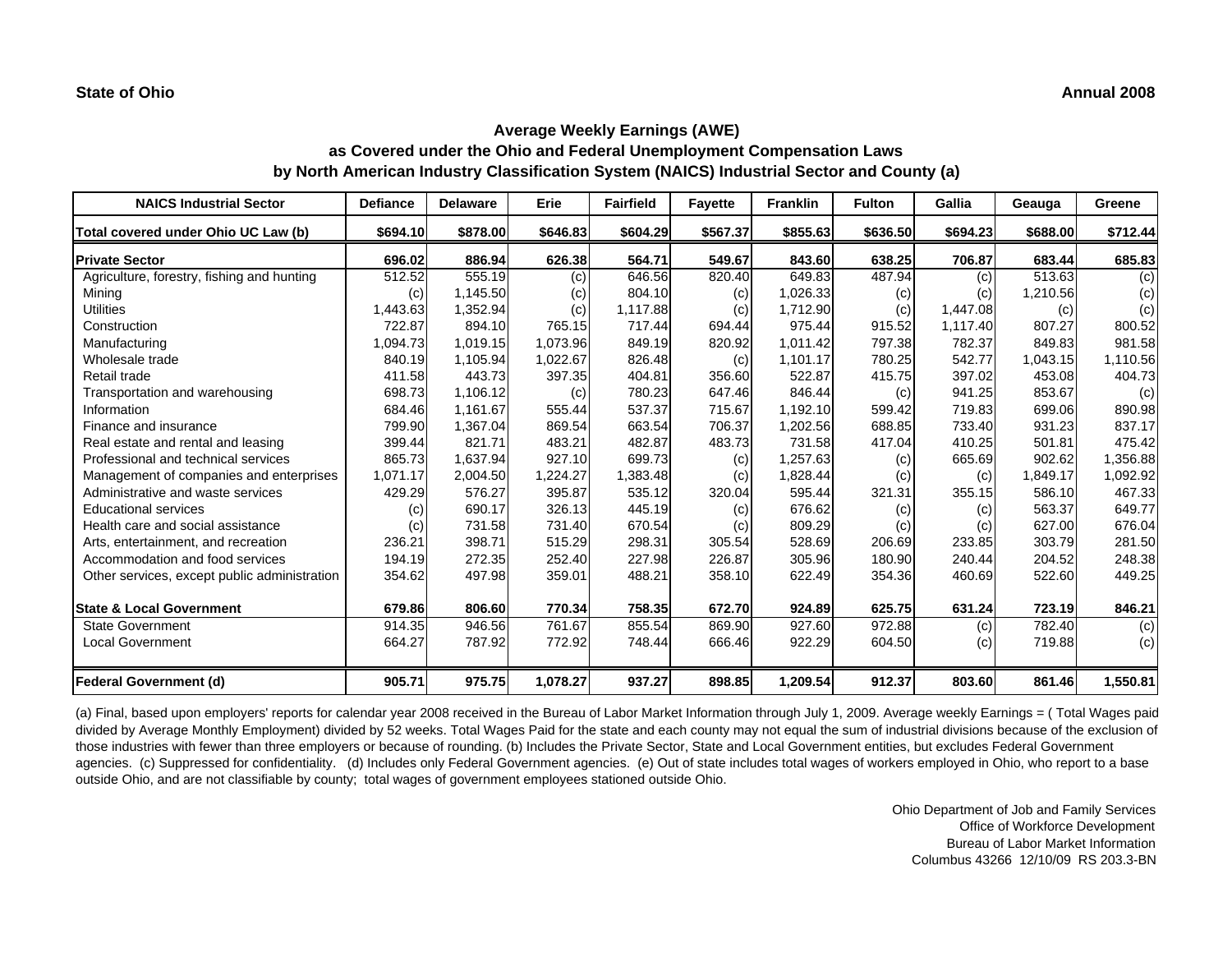**State of Ohio** **Annual 2008**

## Average Weekly Earnings (AWE)
## as Covered under the Ohio and Federal Unemployment Compensation Laws
## by North American Industry Classification System (NAICS) Industrial Sector and County (a)

| NAICS Industrial Sector | Defiance | Delaware | Erie | Fairfield | Fayette | Franklin | Fulton | Gallia | Geauga | Greene |
|---|---|---|---|---|---|---|---|---|---|---|
| **Total covered under Ohio UC Law (b)** | **$694.10** | **$878.00** | **$646.83** | **$604.29** | **$567.37** | **$855.63** | **$636.50** | **$694.23** | **$688.00** | **$712.44** |
| **Private Sector** | **696.02** | **886.94** | **626.38** | **564.71** | **549.67** | **843.60** | **638.25** | **706.87** | **683.44** | **685.83** |
| Agriculture, forestry, fishing and hunting | 512.52 | 555.19 | (c) | 646.56 | 820.40 | 649.83 | 487.94 | (c) | 513.63 | (c) |
| Mining | (c) | 1,145.50 | (c) | 804.10 | (c) | 1,026.33 | (c) | (c) | 1,210.56 | (c) |
| Utilities | 1,443.63 | 1,352.94 | (c) | 1,117.88 | (c) | 1,712.90 | (c) | 1,447.08 | (c) | (c) |
| Construction | 722.87 | 894.10 | 765.15 | 717.44 | 694.44 | 975.44 | 915.52 | 1,117.40 | 807.27 | 800.52 |
| Manufacturing | 1,094.73 | 1,019.15 | 1,073.96 | 849.19 | 820.92 | 1,011.42 | 797.38 | 782.37 | 849.83 | 981.58 |
| Wholesale trade | 840.19 | 1,105.94 | 1,022.67 | 826.48 | (c) | 1,101.17 | 780.25 | 542.77 | 1,043.15 | 1,110.56 |
| Retail trade | 411.58 | 443.73 | 397.35 | 404.81 | 356.60 | 522.87 | 415.75 | 397.02 | 453.08 | 404.73 |
| Transportation and warehousing | 698.73 | 1,106.12 | (c) | 780.23 | 647.46 | 846.44 | (c) | 941.25 | 853.67 | (c) |
| Information | 684.46 | 1,161.67 | 555.44 | 537.37 | 715.67 | 1,192.10 | 599.42 | 719.83 | 699.06 | 890.98 |
| Finance and insurance | 799.90 | 1,367.04 | 869.54 | 663.54 | 706.37 | 1,202.56 | 688.85 | 733.40 | 931.23 | 837.17 |
| Real estate and rental and leasing | 399.44 | 821.71 | 483.21 | 482.87 | 483.73 | 731.58 | 417.04 | 410.25 | 501.81 | 475.42 |
| Professional and technical services | 865.73 | 1,637.94 | 927.10 | 699.73 | (c) | 1,257.63 | (c) | 665.69 | 902.62 | 1,356.88 |
| Management of companies and enterprises | 1,071.17 | 2,004.50 | 1,224.27 | 1,383.48 | (c) | 1,828.44 | (c) | (c) | 1,849.17 | 1,092.92 |
| Administrative and waste services | 429.29 | 576.27 | 395.87 | 535.12 | 320.04 | 595.44 | 321.31 | 355.15 | 586.10 | 467.33 |
| Educational services | (c) | 690.17 | 326.13 | 445.19 | (c) | 676.62 | (c) | (c) | 563.37 | 649.77 |
| Health care and social assistance | (c) | 731.58 | 731.40 | 670.54 | (c) | 809.29 | (c) | (c) | 627.00 | 676.04 |
| Arts, entertainment, and recreation | 236.21 | 398.71 | 515.29 | 298.31 | 305.54 | 528.69 | 206.69 | 233.85 | 303.79 | 281.50 |
| Accommodation and food services | 194.19 | 272.35 | 252.40 | 227.98 | 226.87 | 305.96 | 180.90 | 240.44 | 204.52 | 248.38 |
| Other services, except public administration | 354.62 | 497.98 | 359.01 | 488.21 | 358.10 | 622.49 | 354.36 | 460.69 | 522.60 | 449.25 |
| **State & Local Government** | **679.86** | **806.60** | **770.34** | **758.35** | **672.70** | **924.89** | **625.75** | **631.24** | **723.19** | **846.21** |
| State Government | 914.35 | 946.56 | 761.67 | 855.54 | 869.90 | 927.60 | 972.88 | (c) | 782.40 | (c) |
| Local Government | 664.27 | 787.92 | 772.92 | 748.44 | 666.46 | 922.29 | 604.50 | (c) | 719.88 | (c) |
| **Federal Government (d)** | **905.71** | **975.75** | **1,078.27** | **937.27** | **898.85** | **1,209.54** | **912.37** | **803.60** | **861.46** | **1,550.81** |

(a) Final, based upon employers' reports for calendar year 2008 received in the Bureau of Labor Market Information through July 1, 2009. Average weekly Earnings = ( Total Wages paid divided by Average Monthly Employment) divided by 52 weeks. Total Wages Paid for the state and each county may not equal the sum of industrial divisions because of the exclusion of those industries with fewer than three employers or because of rounding. (b) Includes the Private Sector, State and Local Government entities, but excludes Federal Government agencies. (c) Suppressed for confidentiality. (d) Includes only Federal Government agencies. (e) Out of state includes total wages of workers employed in Ohio, who report to a base outside Ohio, and are not classifiable by county; total wages of government employees stationed outside Ohio.

Ohio Department of Job and Family Services
Office of Workforce Development
Bureau of Labor Market Information
Columbus 43266 12/10/09 RS 203.3-BN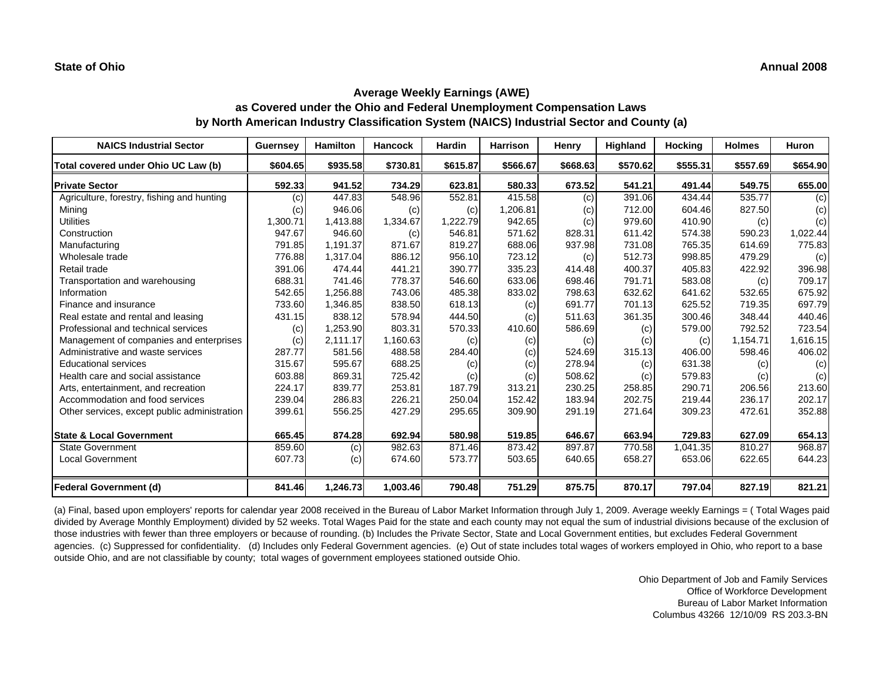**State of Ohio** **Annual 2008**

## Average Weekly Earnings (AWE)
## as Covered under the Ohio and Federal Unemployment Compensation Laws
## by North American Industry Classification System (NAICS) Industrial Sector and County (a)

| NAICS Industrial Sector | Guernsey | Hamilton | Hancock | Hardin | Harrison | Henry | Highland | Hocking | Holmes | Huron |
|---|---|---|---|---|---|---|---|---|---|---|
| **Total covered under Ohio UC Law (b)** | **$604.65** | **$935.58** | **$730.81** | **$615.87** | **$566.67** | **$668.63** | **$570.62** | **$555.31** | **$557.69** | **$654.90** |
| **Private Sector** | **592.33** | **941.52** | **734.29** | **623.81** | **580.33** | **673.52** | **541.21** | **491.44** | **549.75** | **655.00** |
| Agriculture, forestry, fishing and hunting | (c) | 447.83 | 548.96 | 552.81 | 415.58 | (c) | 391.06 | 434.44 | 535.77 | (c) |
| Mining | (c) | 946.06 | (c) | (c) | 1,206.81 | (c) | 712.00 | 604.46 | 827.50 | (c) |
| Utilities | 1,300.71 | 1,413.88 | 1,334.67 | 1,222.79 | 942.65 | (c) | 979.60 | 410.90 | (c) | (c) |
| Construction | 947.67 | 946.60 | (c) | 546.81 | 571.62 | 828.31 | 611.42 | 574.38 | 590.23 | 1,022.44 |
| Manufacturing | 791.85 | 1,191.37 | 871.67 | 819.27 | 688.06 | 937.98 | 731.08 | 765.35 | 614.69 | 775.83 |
| Wholesale trade | 776.88 | 1,317.04 | 886.12 | 956.10 | 723.12 | (c) | 512.73 | 998.85 | 479.29 | (c) |
| Retail trade | 391.06 | 474.44 | 441.21 | 390.77 | 335.23 | 414.48 | 400.37 | 405.83 | 422.92 | 396.98 |
| Transportation and warehousing | 688.31 | 741.46 | 778.37 | 546.60 | 633.06 | 698.46 | 791.71 | 583.08 | (c) | 709.17 |
| Information | 542.65 | 1,256.88 | 743.06 | 485.38 | 833.02 | 798.63 | 632.62 | 641.62 | 532.65 | 675.92 |
| Finance and insurance | 733.60 | 1,346.85 | 838.50 | 618.13 | (c) | 691.77 | 701.13 | 625.52 | 719.35 | 697.79 |
| Real estate and rental and leasing | 431.15 | 838.12 | 578.94 | 444.50 | (c) | 511.63 | 361.35 | 300.46 | 348.44 | 440.46 |
| Professional and technical services | (c) | 1,253.90 | 803.31 | 570.33 | 410.60 | 586.69 | (c) | 579.00 | 792.52 | 723.54 |
| Management of companies and enterprises | (c) | 2,111.17 | 1,160.63 | (c) | (c) | (c) | (c) | (c) | 1,154.71 | 1,616.15 |
| Administrative and waste services | 287.77 | 581.56 | 488.58 | 284.40 | (c) | 524.69 | 315.13 | 406.00 | 598.46 | 406.02 |
| Educational services | 315.67 | 595.67 | 688.25 | (c) | (c) | 278.94 | (c) | 631.38 | (c) | (c) |
| Health care and social assistance | 603.88 | 869.31 | 725.42 | (c) | (c) | 508.62 | (c) | 579.83 | (c) | (c) |
| Arts, entertainment, and recreation | 224.17 | 839.77 | 253.81 | 187.79 | 313.21 | 230.25 | 258.85 | 290.71 | 206.56 | 213.60 |
| Accommodation and food services | 239.04 | 286.83 | 226.21 | 250.04 | 152.42 | 183.94 | 202.75 | 219.44 | 236.17 | 202.17 |
| Other services, except public administration | 399.61 | 556.25 | 427.29 | 295.65 | 309.90 | 291.19 | 271.64 | 309.23 | 472.61 | 352.88 |
| **State & Local Government** | **665.45** | **874.28** | **692.94** | **580.98** | **519.85** | **646.67** | **663.94** | **729.83** | **627.09** | **654.13** |
| State Government | 859.60 | (c) | 982.63 | 871.46 | 873.42 | 897.87 | 770.58 | 1,041.35 | 810.27 | 968.87 |
| Local Government | 607.73 | (c) | 674.60 | 573.77 | 503.65 | 640.65 | 658.27 | 653.06 | 622.65 | 644.23 |
| **Federal Government (d)** | **841.46** | **1,246.73** | **1,003.46** | **790.48** | **751.29** | **875.75** | **870.17** | **797.04** | **827.19** | **821.21** |

(a) Final, based upon employers' reports for calendar year 2008 received in the Bureau of Labor Market Information through July 1, 2009. Average weekly Earnings = ( Total Wages paid divided by Average Monthly Employment) divided by 52 weeks. Total Wages Paid for the state and each county may not equal the sum of industrial divisions because of the exclusion of those industries with fewer than three employers or because of rounding. (b) Includes the Private Sector, State and Local Government entities, but excludes Federal Government agencies. (c) Suppressed for confidentiality. (d) Includes only Federal Government agencies. (e) Out of state includes total wages of workers employed in Ohio, who report to a base outside Ohio, and are not classifiable by county; total wages of government employees stationed outside Ohio.

Ohio Department of Job and Family Services
Office of Workforce Development
Bureau of Labor Market Information
Columbus 43266 12/10/09 RS 203.3-BN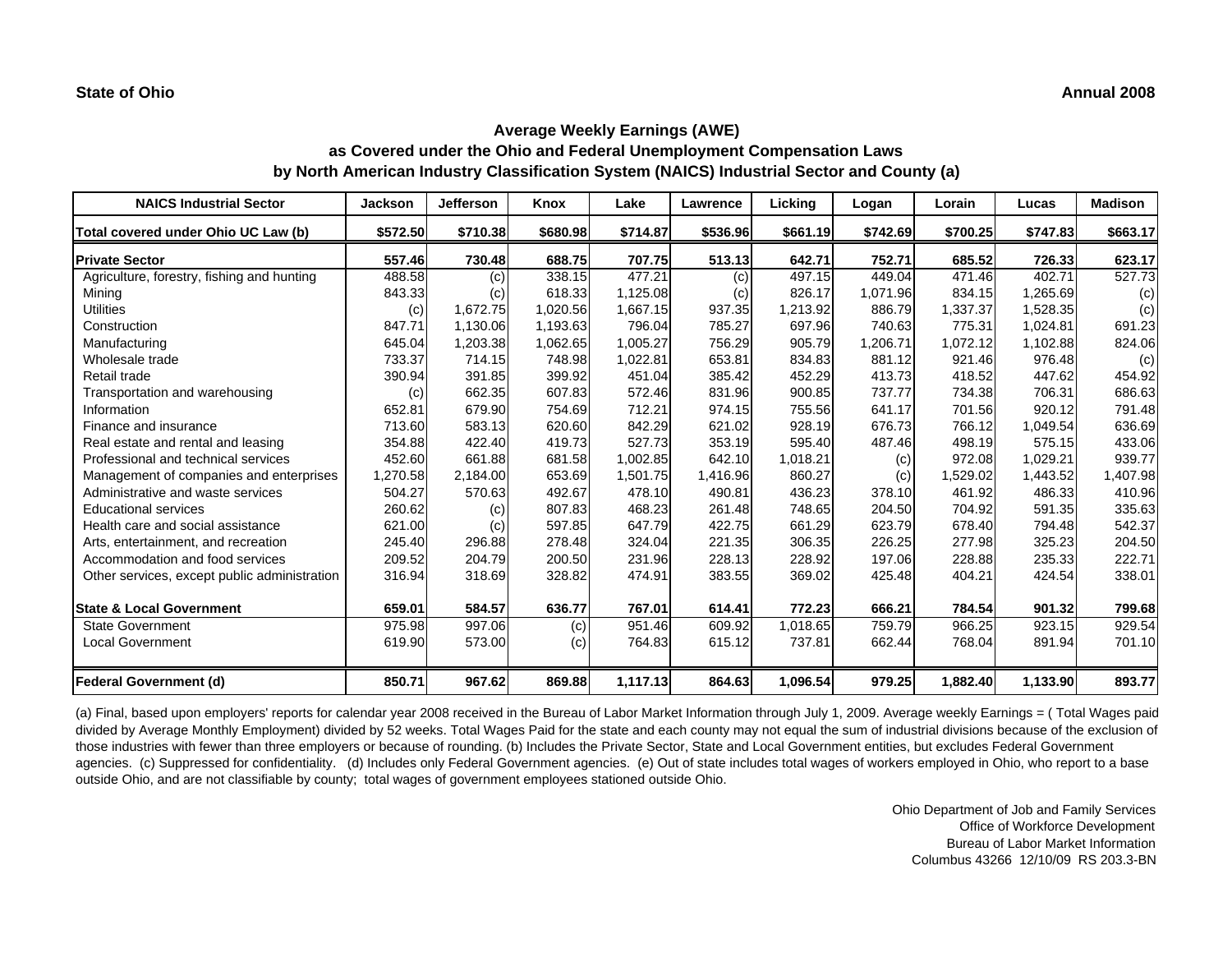**State of Ohio** **Annual 2008**

## Average Weekly Earnings (AWE)
## as Covered under the Ohio and Federal Unemployment Compensation Laws
## by North American Industry Classification System (NAICS) Industrial Sector and County (a)

| NAICS Industrial Sector | Jackson | Jefferson | Knox | Lake | Lawrence | Licking | Logan | Lorain | Lucas | Madison |
|---|---|---|---|---|---|---|---|---|---|---|
| **Total covered under Ohio UC Law (b)** | **$572.50** | **$710.38** | **$680.98** | **$714.87** | **$536.96** | **$661.19** | **$742.69** | **$700.25** | **$747.83** | **$663.17** |
| **Private Sector** | **557.46** | **730.48** | **688.75** | **707.75** | **513.13** | **642.71** | **752.71** | **685.52** | **726.33** | **623.17** |
| Agriculture, forestry, fishing and hunting | 488.58 | (c) | 338.15 | 477.21 | (c) | 497.15 | 449.04 | 471.46 | 402.71 | 527.73 |
| Mining | 843.33 | (c) | 618.33 | 1,125.08 | (c) | 826.17 | 1,071.96 | 834.15 | 1,265.69 | (c) |
| Utilities | (c) | 1,672.75 | 1,020.56 | 1,667.15 | 937.35 | 1,213.92 | 886.79 | 1,337.37 | 1,528.35 | (c) |
| Construction | 847.71 | 1,130.06 | 1,193.63 | 796.04 | 785.27 | 697.96 | 740.63 | 775.31 | 1,024.81 | 691.23 |
| Manufacturing | 645.04 | 1,203.38 | 1,062.65 | 1,005.27 | 756.29 | 905.79 | 1,206.71 | 1,072.12 | 1,102.88 | 824.06 |
| Wholesale trade | 733.37 | 714.15 | 748.98 | 1,022.81 | 653.81 | 834.83 | 881.12 | 921.46 | 976.48 | (c) |
| Retail trade | 390.94 | 391.85 | 399.92 | 451.04 | 385.42 | 452.29 | 413.73 | 418.52 | 447.62 | 454.92 |
| Transportation and warehousing | (c) | 662.35 | 607.83 | 572.46 | 831.96 | 900.85 | 737.77 | 734.38 | 706.31 | 686.63 |
| Information | 652.81 | 679.90 | 754.69 | 712.21 | 974.15 | 755.56 | 641.17 | 701.56 | 920.12 | 791.48 |
| Finance and insurance | 713.60 | 583.13 | 620.60 | 842.29 | 621.02 | 928.19 | 676.73 | 766.12 | 1,049.54 | 636.69 |
| Real estate and rental and leasing | 354.88 | 422.40 | 419.73 | 527.73 | 353.19 | 595.40 | 487.46 | 498.19 | 575.15 | 433.06 |
| Professional and technical services | 452.60 | 661.88 | 681.58 | 1,002.85 | 642.10 | 1,018.21 | (c) | 972.08 | 1,029.21 | 939.77 |
| Management of companies and enterprises | 1,270.58 | 2,184.00 | 653.69 | 1,501.75 | 1,416.96 | 860.27 | (c) | 1,529.02 | 1,443.52 | 1,407.98 |
| Administrative and waste services | 504.27 | 570.63 | 492.67 | 478.10 | 490.81 | 436.23 | 378.10 | 461.92 | 486.33 | 410.96 |
| Educational services | 260.62 | (c) | 807.83 | 468.23 | 261.48 | 748.65 | 204.50 | 704.92 | 591.35 | 335.63 |
| Health care and social assistance | 621.00 | (c) | 597.85 | 647.79 | 422.75 | 661.29 | 623.79 | 678.40 | 794.48 | 542.37 |
| Arts, entertainment, and recreation | 245.40 | 296.88 | 278.48 | 324.04 | 221.35 | 306.35 | 226.25 | 277.98 | 325.23 | 204.50 |
| Accommodation and food services | 209.52 | 204.79 | 200.50 | 231.96 | 228.13 | 228.92 | 197.06 | 228.88 | 235.33 | 222.71 |
| Other services, except public administration | 316.94 | 318.69 | 328.82 | 474.91 | 383.55 | 369.02 | 425.48 | 404.21 | 424.54 | 338.01 |
| **State & Local Government** | **659.01** | **584.57** | **636.77** | **767.01** | **614.41** | **772.23** | **666.21** | **784.54** | **901.32** | **799.68** |
| State Government | 975.98 | 997.06 | (c) | 951.46 | 609.92 | 1,018.65 | 759.79 | 966.25 | 923.15 | 929.54 |
| Local Government | 619.90 | 573.00 | (c) | 764.83 | 615.12 | 737.81 | 662.44 | 768.04 | 891.94 | 701.10 |
| **Federal Government (d)** | **850.71** | **967.62** | **869.88** | **1,117.13** | **864.63** | **1,096.54** | **979.25** | **1,882.40** | **1,133.90** | **893.77** |

(a) Final, based upon employers' reports for calendar year 2008 received in the Bureau of Labor Market Information through July 1, 2009. Average weekly Earnings = ( Total Wages paid divided by Average Monthly Employment) divided by 52 weeks. Total Wages Paid for the state and each county may not equal the sum of industrial divisions because of the exclusion of those industries with fewer than three employers or because of rounding. (b) Includes the Private Sector, State and Local Government entities, but excludes Federal Government agencies. (c) Suppressed for confidentiality. (d) Includes only Federal Government agencies. (e) Out of state includes total wages of workers employed in Ohio, who report to a base outside Ohio, and are not classifiable by county; total wages of government employees stationed outside Ohio.

Ohio Department of Job and Family Services
Office of Workforce Development
Bureau of Labor Market Information
Columbus 43266 12/10/09 RS 203.3-BN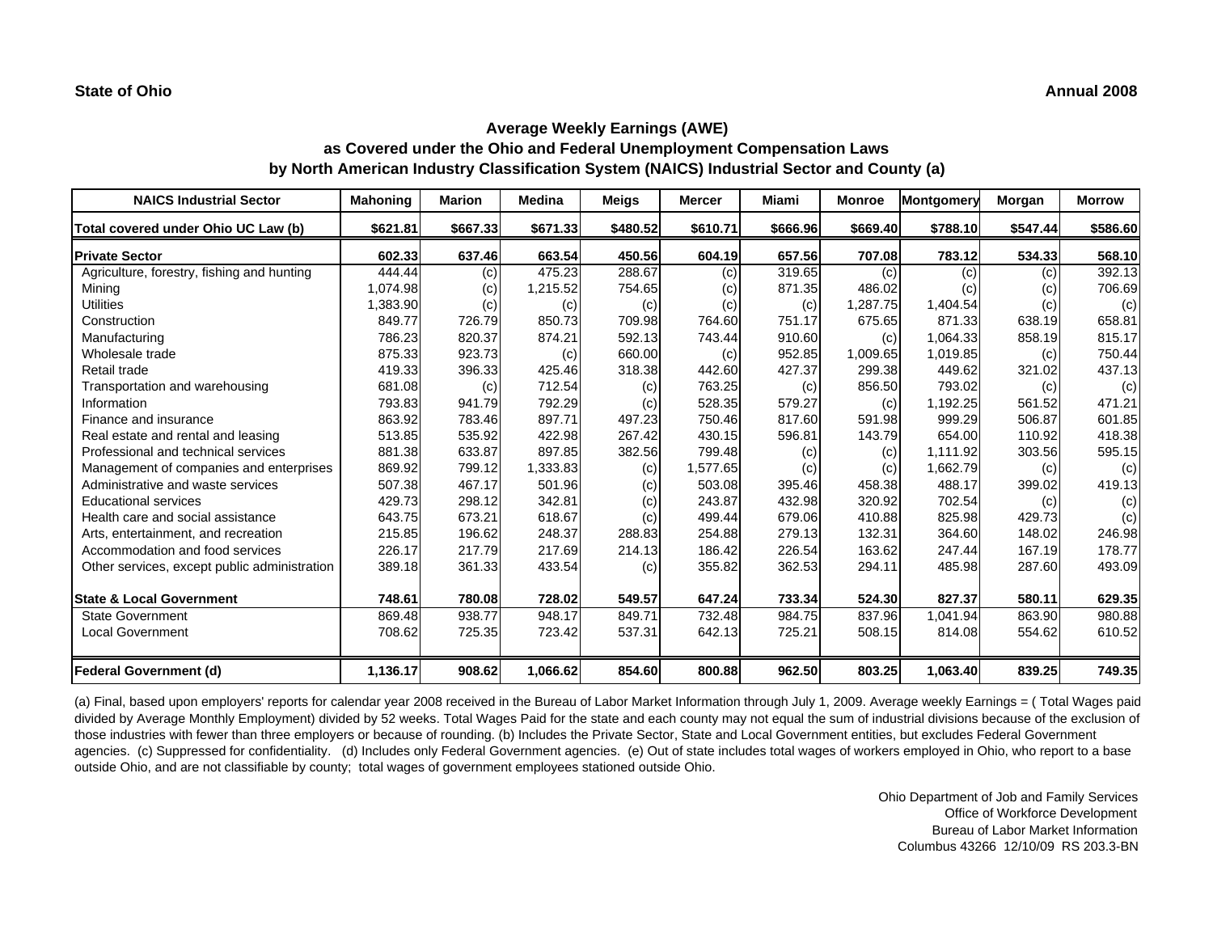**State of Ohio** **Annual 2008**

## Average Weekly Earnings (AWE)
## as Covered under the Ohio and Federal Unemployment Compensation Laws
## by North American Industry Classification System (NAICS) Industrial Sector and County (a)

| NAICS Industrial Sector | Mahoning | Marion | Medina | Meigs | Mercer | Miami | Monroe | Montgomery | Morgan | Morrow |
|---|---|---|---|---|---|---|---|---|---|---|
| **Total covered under Ohio UC Law (b)** | **$621.81** | **$667.33** | **$671.33** | **$480.52** | **$610.71** | **$666.96** | **$669.40** | **$788.10** | **$547.44** | **$586.60** |
| **Private Sector** | **602.33** | **637.46** | **663.54** | **450.56** | **604.19** | **657.56** | **707.08** | **783.12** | **534.33** | **568.10** |
| Agriculture, forestry, fishing and hunting | 444.44 | (c) | 475.23 | 288.67 | (c) | 319.65 | (c) | (c) | (c) | 392.13 |
| Mining | 1,074.98 | (c) | 1,215.52 | 754.65 | (c) | 871.35 | 486.02 | (c) | (c) | 706.69 |
| Utilities | 1,383.90 | (c) | (c) | (c) | (c) | (c) | 1,287.75 | 1,404.54 | (c) | (c) |
| Construction | 849.77 | 726.79 | 850.73 | 709.98 | 764.60 | 751.17 | 675.65 | 871.33 | 638.19 | 658.81 |
| Manufacturing | 786.23 | 820.37 | 874.21 | 592.13 | 743.44 | 910.60 | (c) | 1,064.33 | 858.19 | 815.17 |
| Wholesale trade | 875.33 | 923.73 | (c) | 660.00 | (c) | 952.85 | 1,009.65 | 1,019.85 | (c) | 750.44 |
| Retail trade | 419.33 | 396.33 | 425.46 | 318.38 | 442.60 | 427.37 | 299.38 | 449.62 | 321.02 | 437.13 |
| Transportation and warehousing | 681.08 | (c) | 712.54 | (c) | 763.25 | (c) | 856.50 | 793.02 | (c) | (c) |
| Information | 793.83 | 941.79 | 792.29 | (c) | 528.35 | 579.27 | (c) | 1,192.25 | 561.52 | 471.21 |
| Finance and insurance | 863.92 | 783.46 | 897.71 | 497.23 | 750.46 | 817.60 | 591.98 | 999.29 | 506.87 | 601.85 |
| Real estate and rental and leasing | 513.85 | 535.92 | 422.98 | 267.42 | 430.15 | 596.81 | 143.79 | 654.00 | 110.92 | 418.38 |
| Professional and technical services | 881.38 | 633.87 | 897.85 | 382.56 | 799.48 | (c) | (c) | 1,111.92 | 303.56 | 595.15 |
| Management of companies and enterprises | 869.92 | 799.12 | 1,333.83 | (c) | 1,577.65 | (c) | (c) | 1,662.79 | (c) | (c) |
| Administrative and waste services | 507.38 | 467.17 | 501.96 | (c) | 503.08 | 395.46 | 458.38 | 488.17 | 399.02 | 419.13 |
| Educational services | 429.73 | 298.12 | 342.81 | (c) | 243.87 | 432.98 | 320.92 | 702.54 | (c) | (c) |
| Health care and social assistance | 643.75 | 673.21 | 618.67 | (c) | 499.44 | 679.06 | 410.88 | 825.98 | 429.73 | (c) |
| Arts, entertainment, and recreation | 215.85 | 196.62 | 248.37 | 288.83 | 254.88 | 279.13 | 132.31 | 364.60 | 148.02 | 246.98 |
| Accommodation and food services | 226.17 | 217.79 | 217.69 | 214.13 | 186.42 | 226.54 | 163.62 | 247.44 | 167.19 | 178.77 |
| Other services, except public administration | 389.18 | 361.33 | 433.54 | (c) | 355.82 | 362.53 | 294.11 | 485.98 | 287.60 | 493.09 |
| **State & Local Government** | **748.61** | **780.08** | **728.02** | **549.57** | **647.24** | **733.34** | **524.30** | **827.37** | **580.11** | **629.35** |
| State Government | 869.48 | 938.77 | 948.17 | 849.71 | 732.48 | 984.75 | 837.96 | 1,041.94 | 863.90 | 980.88 |
| Local Government | 708.62 | 725.35 | 723.42 | 537.31 | 642.13 | 725.21 | 508.15 | 814.08 | 554.62 | 610.52 |
| **Federal Government (d)** | **1,136.17** | **908.62** | **1,066.62** | **854.60** | **800.88** | **962.50** | **803.25** | **1,063.40** | **839.25** | **749.35** |

(a) Final, based upon employers' reports for calendar year 2008 received in the Bureau of Labor Market Information through July 1, 2009. Average weekly Earnings = ( Total Wages paid divided by Average Monthly Employment) divided by 52 weeks. Total Wages Paid for the state and each county may not equal the sum of industrial divisions because of the exclusion of those industries with fewer than three employers or because of rounding. (b) Includes the Private Sector, State and Local Government entities, but excludes Federal Government agencies. (c) Suppressed for confidentiality. (d) Includes only Federal Government agencies. (e) Out of state includes total wages of workers employed in Ohio, who report to a base outside Ohio, and are not classifiable by county; total wages of government employees stationed outside Ohio.

Ohio Department of Job and Family Services
Office of Workforce Development
Bureau of Labor Market Information
Columbus 43266 12/10/09 RS 203.3-BN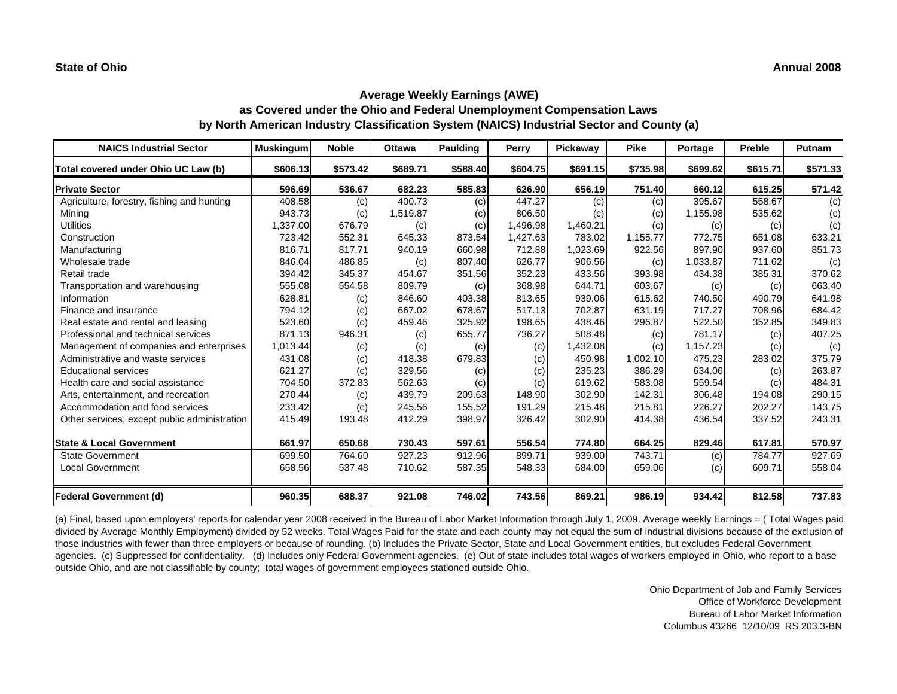**State of Ohio** **Annual 2008**

## Average Weekly Earnings (AWE)
## as Covered under the Ohio and Federal Unemployment Compensation Laws
## by North American Industry Classification System (NAICS) Industrial Sector and County (a)

| NAICS Industrial Sector | Muskingum | Noble | Ottawa | Paulding | Perry | Pickaway | Pike | Portage | Preble | Putnam |
|---|---|---|---|---|---|---|---|---|---|---|
| **Total covered under Ohio UC Law (b)** | **$606.13** | **$573.42** | **$689.71** | **$588.40** | **$604.75** | **$691.15** | **$735.98** | **$699.62** | **$615.71** | **$571.33** |
| **Private Sector** | **596.69** | **536.67** | **682.23** | **585.83** | **626.90** | **656.19** | **751.40** | **660.12** | **615.25** | **571.42** |
| Agriculture, forestry, fishing and hunting | 408.58 | (c) | 400.73 | (c) | 447.27 | (c) | (c) | 395.67 | 558.67 | (c) |
| Mining | 943.73 | (c) | 1,519.87 | (c) | 806.50 | (c) | (c) | 1,155.98 | 535.62 | (c) |
| Utilities | 1,337.00 | 676.79 | (c) | (c) | 1,496.98 | 1,460.21 | (c) | (c) | (c) | (c) |
| Construction | 723.42 | 552.31 | 645.33 | 873.54 | 1,427.63 | 783.02 | 1,155.77 | 772.75 | 651.08 | 633.21 |
| Manufacturing | 816.71 | 817.71 | 940.19 | 660.98 | 712.88 | 1,023.69 | 922.56 | 897.90 | 937.60 | 851.73 |
| Wholesale trade | 846.04 | 486.85 | (c) | 807.40 | 626.77 | 906.56 | (c) | 1,033.87 | 711.62 | (c) |
| Retail trade | 394.42 | 345.37 | 454.67 | 351.56 | 352.23 | 433.56 | 393.98 | 434.38 | 385.31 | 370.62 |
| Transportation and warehousing | 555.08 | 554.58 | 809.79 | (c) | 368.98 | 644.71 | 603.67 | (c) | (c) | 663.40 |
| Information | 628.81 | (c) | 846.60 | 403.38 | 813.65 | 939.06 | 615.62 | 740.50 | 490.79 | 641.98 |
| Finance and insurance | 794.12 | (c) | 667.02 | 678.67 | 517.13 | 702.87 | 631.19 | 717.27 | 708.96 | 684.42 |
| Real estate and rental and leasing | 523.60 | (c) | 459.46 | 325.92 | 198.65 | 438.46 | 296.87 | 522.50 | 352.85 | 349.83 |
| Professional and technical services | 871.13 | 946.31 | (c) | 655.77 | 736.27 | 508.48 | (c) | 781.17 | (c) | 407.25 |
| Management of companies and enterprises | 1,013.44 | (c) | (c) | (c) | (c) | 1,432.08 | (c) | 1,157.23 | (c) | (c) |
| Administrative and waste services | 431.08 | (c) | 418.38 | 679.83 | (c) | 450.98 | 1,002.10 | 475.23 | 283.02 | 375.79 |
| Educational services | 621.27 | (c) | 329.56 | (c) | (c) | 235.23 | 386.29 | 634.06 | (c) | 263.87 |
| Health care and social assistance | 704.50 | 372.83 | 562.63 | (c) | (c) | 619.62 | 583.08 | 559.54 | (c) | 484.31 |
| Arts, entertainment, and recreation | 270.44 | (c) | 439.79 | 209.63 | 148.90 | 302.90 | 142.31 | 306.48 | 194.08 | 290.15 |
| Accommodation and food services | 233.42 | (c) | 245.56 | 155.52 | 191.29 | 215.48 | 215.81 | 226.27 | 202.27 | 143.75 |
| Other services, except public administration | 415.49 | 193.48 | 412.29 | 398.97 | 326.42 | 302.90 | 414.38 | 436.54 | 337.52 | 243.31 |
| **State & Local Government** | **661.97** | **650.68** | **730.43** | **597.61** | **556.54** | **774.80** | **664.25** | **829.46** | **617.81** | **570.97** |
| State Government | 699.50 | 764.60 | 927.23 | 912.96 | 899.71 | 939.00 | 743.71 | (c) | 784.77 | 927.69 |
| Local Government | 658.56 | 537.48 | 710.62 | 587.35 | 548.33 | 684.00 | 659.06 | (c) | 609.71 | 558.04 |
| **Federal Government (d)** | **960.35** | **688.37** | **921.08** | **746.02** | **743.56** | **869.21** | **986.19** | **934.42** | **812.58** | **737.83** |

(a) Final, based upon employers' reports for calendar year 2008 received in the Bureau of Labor Market Information through July 1, 2009. Average weekly Earnings = ( Total Wages paid divided by Average Monthly Employment) divided by 52 weeks. Total Wages Paid for the state and each county may not equal the sum of industrial divisions because of the exclusion of those industries with fewer than three employers or because of rounding. (b) Includes the Private Sector, State and Local Government entities, but excludes Federal Government agencies. (c) Suppressed for confidentiality. (d) Includes only Federal Government agencies. (e) Out of state includes total wages of workers employed in Ohio, who report to a base outside Ohio, and are not classifiable by county; total wages of government employees stationed outside Ohio.

Ohio Department of Job and Family Services
Office of Workforce Development
Bureau of Labor Market Information
Columbus 43266 12/10/09 RS 203.3-BN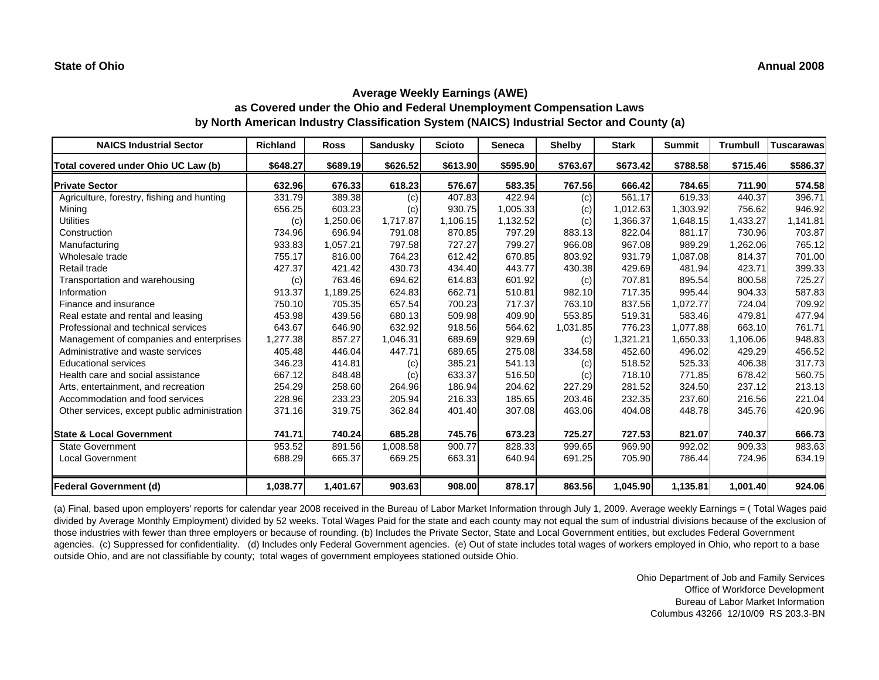**State of Ohio** | **Annual 2008**

## Average Weekly Earnings (AWE)
## as Covered under the Ohio and Federal Unemployment Compensation Laws
## by North American Industry Classification System (NAICS) Industrial Sector and County (a)

| NAICS Industrial Sector | Richland | Ross | Sandusky | Scioto | Seneca | Shelby | Stark | Summit | Trumbull | Tuscarawas |
|---|---|---|---|---|---|---|---|---|---|---|
| **Total covered under Ohio UC Law (b)** | **$648.27** | **$689.19** | **$626.52** | **$613.90** | **$595.90** | **$763.67** | **$673.42** | **$788.58** | **$715.46** | **$586.37** |
| **Private Sector** | **632.96** | **676.33** | **618.23** | **576.67** | **583.35** | **767.56** | **666.42** | **784.65** | **711.90** | **574.58** |
| Agriculture, forestry, fishing and hunting | 331.79 | 389.38 | (c) | 407.83 | 422.94 | (c) | 561.17 | 619.33 | 440.37 | 396.71 |
| Mining | 656.25 | 603.23 | (c) | 930.75 | 1,005.33 | (c) | 1,012.63 | 1,303.92 | 756.62 | 946.92 |
| Utilities | (c) | 1,250.06 | 1,717.87 | 1,106.15 | 1,132.52 | (c) | 1,366.37 | 1,648.15 | 1,433.27 | 1,141.81 |
| Construction | 734.96 | 696.94 | 791.08 | 870.85 | 797.29 | 883.13 | 822.04 | 881.17 | 730.96 | 703.87 |
| Manufacturing | 933.83 | 1,057.21 | 797.58 | 727.27 | 799.27 | 966.08 | 967.08 | 989.29 | 1,262.06 | 765.12 |
| Wholesale trade | 755.17 | 816.00 | 764.23 | 612.42 | 670.85 | 803.92 | 931.79 | 1,087.08 | 814.37 | 701.00 |
| Retail trade | 427.37 | 421.42 | 430.73 | 434.40 | 443.77 | 430.38 | 429.69 | 481.94 | 423.71 | 399.33 |
| Transportation and warehousing | (c) | 763.46 | 694.62 | 614.83 | 601.92 | (c) | 707.81 | 895.54 | 800.58 | 725.27 |
| Information | 913.37 | 1,189.25 | 624.83 | 662.71 | 510.81 | 982.10 | 717.35 | 995.44 | 904.33 | 587.83 |
| Finance and insurance | 750.10 | 705.35 | 657.54 | 700.23 | 717.37 | 763.10 | 837.56 | 1,072.77 | 724.04 | 709.92 |
| Real estate and rental and leasing | 453.98 | 439.56 | 680.13 | 509.98 | 409.90 | 553.85 | 519.31 | 583.46 | 479.81 | 477.94 |
| Professional and technical services | 643.67 | 646.90 | 632.92 | 918.56 | 564.62 | 1,031.85 | 776.23 | 1,077.88 | 663.10 | 761.71 |
| Management of companies and enterprises | 1,277.38 | 857.27 | 1,046.31 | 689.69 | 929.69 | (c) | 1,321.21 | 1,650.33 | 1,106.06 | 948.83 |
| Administrative and waste services | 405.48 | 446.04 | 447.71 | 689.65 | 275.08 | 334.58 | 452.60 | 496.02 | 429.29 | 456.52 |
| Educational services | 346.23 | 414.81 | (c) | 385.21 | 541.13 | (c) | 518.52 | 525.33 | 406.38 | 317.73 |
| Health care and social assistance | 667.12 | 848.48 | (c) | 633.37 | 516.50 | (c) | 718.10 | 771.85 | 678.42 | 560.75 |
| Arts, entertainment, and recreation | 254.29 | 258.60 | 264.96 | 186.94 | 204.62 | 227.29 | 281.52 | 324.50 | 237.12 | 213.13 |
| Accommodation and food services | 228.96 | 233.23 | 205.94 | 216.33 | 185.65 | 203.46 | 232.35 | 237.60 | 216.56 | 221.04 |
| Other services, except public administration | 371.16 | 319.75 | 362.84 | 401.40 | 307.08 | 463.06 | 404.08 | 448.78 | 345.76 | 420.96 |
| **State & Local Government** | **741.71** | **740.24** | **685.28** | **745.76** | **673.23** | **725.27** | **727.53** | **821.07** | **740.37** | **666.73** |
| State Government | 953.52 | 891.56 | 1,008.58 | 900.77 | 828.33 | 999.65 | 969.90 | 992.02 | 909.33 | 983.63 |
| Local Government | 688.29 | 665.37 | 669.25 | 663.31 | 640.94 | 691.25 | 705.90 | 786.44 | 724.96 | 634.19 |
| **Federal Government (d)** | **1,038.77** | **1,401.67** | **903.63** | **908.00** | **878.17** | **863.56** | **1,045.90** | **1,135.81** | **1,001.40** | **924.06** |

(a) Final, based upon employers' reports for calendar year 2008 received in the Bureau of Labor Market Information through July 1, 2009. Average weekly Earnings = ( Total Wages paid divided by Average Monthly Employment) divided by 52 weeks. Total Wages Paid for the state and each county may not equal the sum of industrial divisions because of the exclusion of those industries with fewer than three employers or because of rounding. (b) Includes the Private Sector, State and Local Government entities, but excludes Federal Government agencies. (c) Suppressed for confidentiality. (d) Includes only Federal Government agencies. (e) Out of state includes total wages of workers employed in Ohio, who report to a base outside Ohio, and are not classifiable by county; total wages of government employees stationed outside Ohio.

Ohio Department of Job and Family Services
Office of Workforce Development
Bureau of Labor Market Information
Columbus 43266 12/10/09 RS 203.3-BN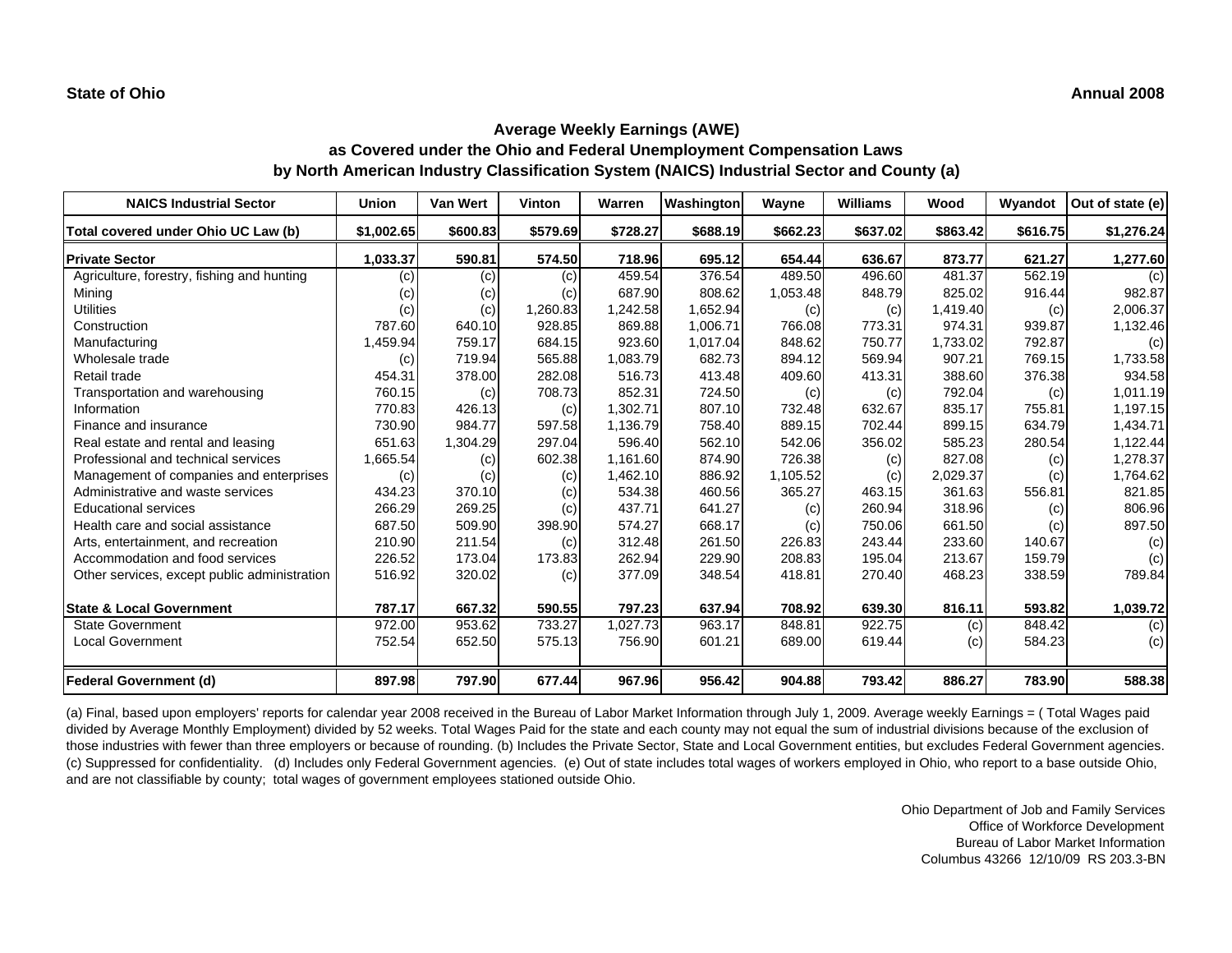**State of Ohio** **Annual 2008**

## Average Weekly Earnings (AWE)
## as Covered under the Ohio and Federal Unemployment Compensation Laws
## by North American Industry Classification System (NAICS) Industrial Sector and County (a)

| NAICS Industrial Sector | Union | Van Wert | Vinton | Warren | Washington | Wayne | Williams | Wood | Wyandot | Out of state (e) |
|---|---|---|---|---|---|---|---|---|---|---|
| Total covered under Ohio UC Law (b) | $1,002.65 | $600.83 | $579.69 | $728.27 | $688.19 | $662.23 | $637.02 | $863.42 | $616.75 | $1,276.24 |
| **Private Sector** | **1,033.37** | **590.81** | **574.50** | **718.96** | **695.12** | **654.44** | **636.67** | **873.77** | **621.27** | **1,277.60** |
| Agriculture, forestry, fishing and hunting | (c) | (c) | (c) | 459.54 | 376.54 | 489.50 | 496.60 | 481.37 | 562.19 | (c) |
| Mining | (c) | (c) | (c) | 687.90 | 808.62 | 1,053.48 | 848.79 | 825.02 | 916.44 | 982.87 |
| Utilities | (c) | (c) | 1,260.83 | 1,242.58 | 1,652.94 | (c) | (c) | 1,419.40 | (c) | 2,006.37 |
| Construction | 787.60 | 640.10 | 928.85 | 869.88 | 1,006.71 | 766.08 | 773.31 | 974.31 | 939.87 | 1,132.46 |
| Manufacturing | 1,459.94 | 759.17 | 684.15 | 923.60 | 1,017.04 | 848.62 | 750.77 | 1,733.02 | 792.87 | (c) |
| Wholesale trade | (c) | 719.94 | 565.88 | 1,083.79 | 682.73 | 894.12 | 569.94 | 907.21 | 769.15 | 1,733.58 |
| Retail trade | 454.31 | 378.00 | 282.08 | 516.73 | 413.48 | 409.60 | 413.31 | 388.60 | 376.38 | 934.58 |
| Transportation and warehousing | 760.15 | (c) | 708.73 | 852.31 | 724.50 | (c) | (c) | 792.04 | (c) | 1,011.19 |
| Information | 770.83 | 426.13 | (c) | 1,302.71 | 807.10 | 732.48 | 632.67 | 835.17 | 755.81 | 1,197.15 |
| Finance and insurance | 730.90 | 984.77 | 597.58 | 1,136.79 | 758.40 | 889.15 | 702.44 | 899.15 | 634.79 | 1,434.71 |
| Real estate and rental and leasing | 651.63 | 1,304.29 | 297.04 | 596.40 | 562.10 | 542.06 | 356.02 | 585.23 | 280.54 | 1,122.44 |
| Professional and technical services | 1,665.54 | (c) | 602.38 | 1,161.60 | 874.90 | 726.38 | (c) | 827.08 | (c) | 1,278.37 |
| Management of companies and enterprises | (c) | (c) | (c) | 1,462.10 | 886.92 | 1,105.52 | (c) | 2,029.37 | (c) | 1,764.62 |
| Administrative and waste services | 434.23 | 370.10 | (c) | 534.38 | 460.56 | 365.27 | 463.15 | 361.63 | 556.81 | 821.85 |
| Educational services | 266.29 | 269.25 | (c) | 437.71 | 641.27 | (c) | 260.94 | 318.96 | (c) | 806.96 |
| Health care and social assistance | 687.50 | 509.90 | 398.90 | 574.27 | 668.17 | (c) | 750.06 | 661.50 | (c) | 897.50 |
| Arts, entertainment, and recreation | 210.90 | 211.54 | (c) | 312.48 | 261.50 | 226.83 | 243.44 | 233.60 | 140.67 | (c) |
| Accommodation and food services | 226.52 | 173.04 | 173.83 | 262.94 | 229.90 | 208.83 | 195.04 | 213.67 | 159.79 | (c) |
| Other services, except public administration | 516.92 | 320.02 | (c) | 377.09 | 348.54 | 418.81 | 270.40 | 468.23 | 338.59 | 789.84 |
| **State & Local Government** | **787.17** | **667.32** | **590.55** | **797.23** | **637.94** | **708.92** | **639.30** | **816.11** | **593.82** | **1,039.72** |
| State Government | 972.00 | 953.62 | 733.27 | 1,027.73 | 963.17 | 848.81 | 922.75 | (c) | 848.42 | (c) |
| Local Government | 752.54 | 652.50 | 575.13 | 756.90 | 601.21 | 689.00 | 619.44 | (c) | 584.23 | (c) |
| **Federal Government (d)** | **897.98** | **797.90** | **677.44** | **967.96** | **956.42** | **904.88** | **793.42** | **886.27** | **783.90** | **588.38** |

(a) Final, based upon employers' reports for calendar year 2008 received in the Bureau of Labor Market Information through July 1, 2009. Average weekly Earnings = ( Total Wages paid divided by Average Monthly Employment) divided by 52 weeks. Total Wages Paid for the state and each county may not equal the sum of industrial divisions because of the exclusion of those industries with fewer than three employers or because of rounding. (b) Includes the Private Sector, State and Local Government entities, but excludes Federal Government agencies. (c) Suppressed for confidentiality. (d) Includes only Federal Government agencies. (e) Out of state includes total wages of workers employed in Ohio, who report to a base outside Ohio, and are not classifiable by county; total wages of government employees stationed outside Ohio.

Ohio Department of Job and Family Services
Office of Workforce Development
Bureau of Labor Market Information
Columbus 43266 12/10/09 RS 203.3-BN